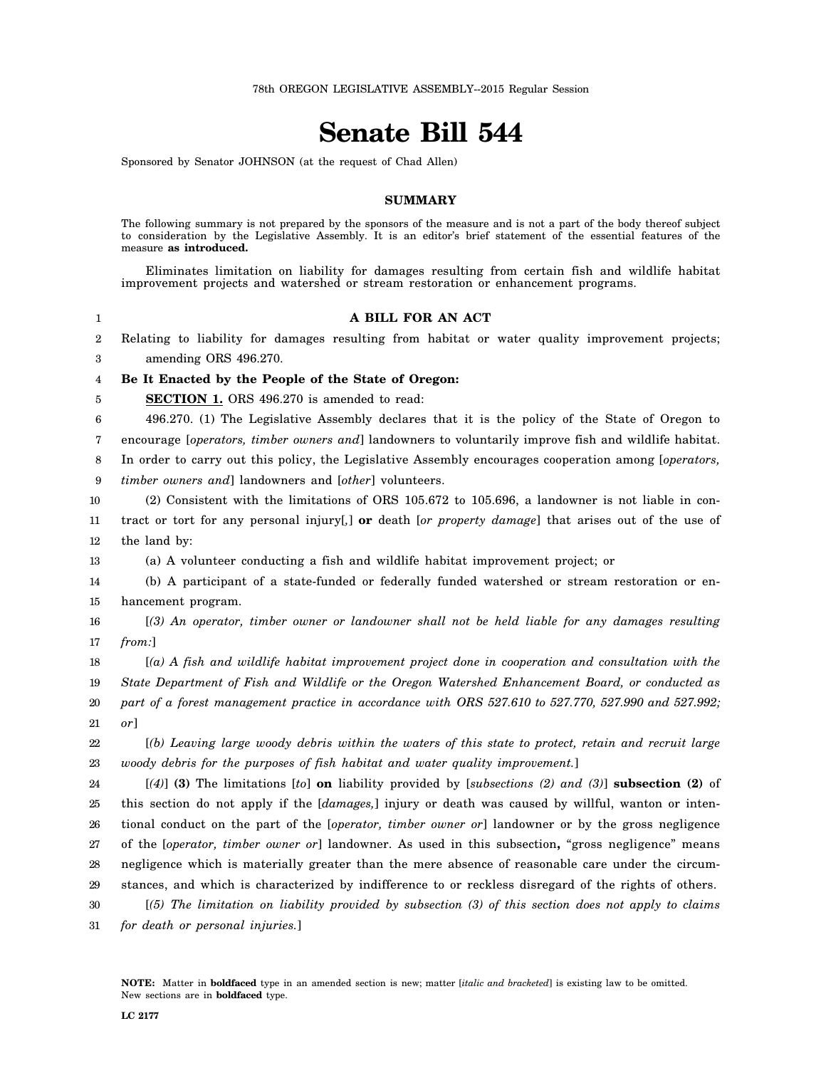78th OREGON LEGISLATIVE ASSEMBLY--2015 Regular Session

# Senate Bill 544

Sponsored by Senator JOHNSON (at the request of Chad Allen)

## SUMMARY

The following summary is not prepared by the sponsors of the measure and is not a part of the body thereof subject to consideration by the Legislative Assembly. It is an editor's brief statement of the essential features of the measure **as introduced.**

Eliminates limitation on liability for damages resulting from certain fish and wildlife habitat improvement projects and watershed or stream restoration or enhancement programs.

**A BILL FOR AN ACT**

Relating to liability for damages resulting from habitat or water quality improvement projects; amending ORS 496.270.

**Be It Enacted by the People of the State of Oregon:**

**SECTION 1.** ORS 496.270 is amended to read:

496.270. (1) The Legislative Assembly declares that it is the policy of the State of Oregon to encourage [*operators, timber owners and*] landowners to voluntarily improve fish and wildlife habitat. In order to carry out this policy, the Legislative Assembly encourages cooperation among [*operators, timber owners and*] landowners and [*other*] volunteers.

(2) Consistent with the limitations of ORS 105.672 to 105.696, a landowner is not liable in contract or tort for any personal injury[*,*] **or** death [*or property damage*] that arises out of the use of the land by:

(a) A volunteer conducting a fish and wildlife habitat improvement project; or

(b) A participant of a state-funded or federally funded watershed or stream restoration or enhancement program.

[*(3) An operator, timber owner or landowner shall not be held liable for any damages resulting from:*]

[*(a) A fish and wildlife habitat improvement project done in cooperation and consultation with the State Department of Fish and Wildlife or the Oregon Watershed Enhancement Board, or conducted as part of a forest management practice in accordance with ORS 527.610 to 527.770, 527.990 and 527.992; or*]

[*(b) Leaving large woody debris within the waters of this state to protect, retain and recruit large woody debris for the purposes of fish habitat and water quality improvement.*]

[*(4)*] **(3)** The limitations [*to*] **on** liability provided by [*subsections (2) and (3)*] **subsection (2)** of this section do not apply if the [*damages,*] injury or death was caused by willful, wanton or intentional conduct on the part of the [*operator, timber owner or*] landowner or by the gross negligence of the [*operator, timber owner or*] landowner. As used in this subsection**,** "gross negligence" means negligence which is materially greater than the mere absence of reasonable care under the circumstances, and which is characterized by indifference to or reckless disregard of the rights of others.

[*(5) The limitation on liability provided by subsection (3) of this section does not apply to claims for death or personal injuries.*]

**NOTE:** Matter in **boldfaced** type in an amended section is new; matter [*italic and bracketed*] is existing law to be omitted. New sections are in **boldfaced** type.

LC 2177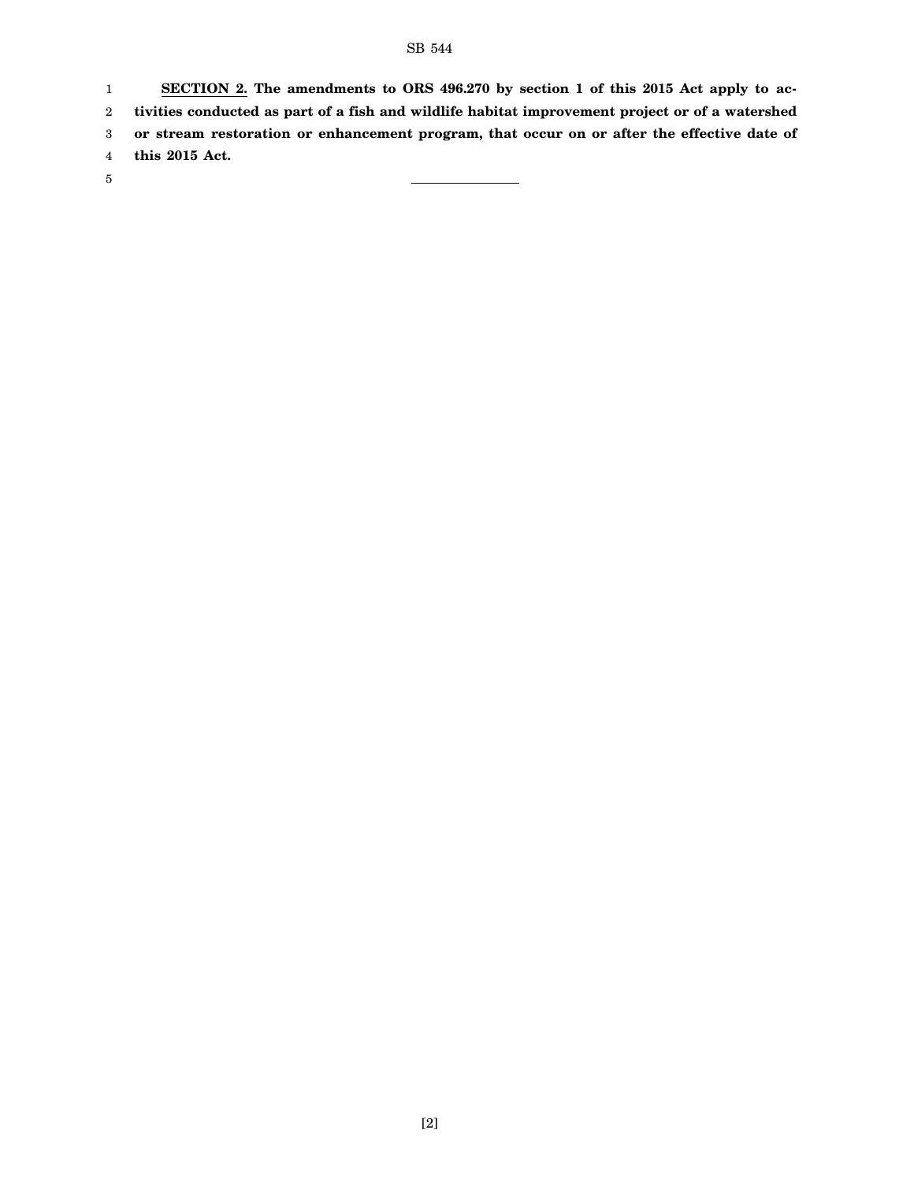**SECTION 2. The amendments to ORS 496.270 by section 1 of this 2015 Act apply to activities conducted as part of a fish and wildlife habitat improvement project or of a watershed or stream restoration or enhancement program, that occur on or after the effective date of this 2015 Act.**